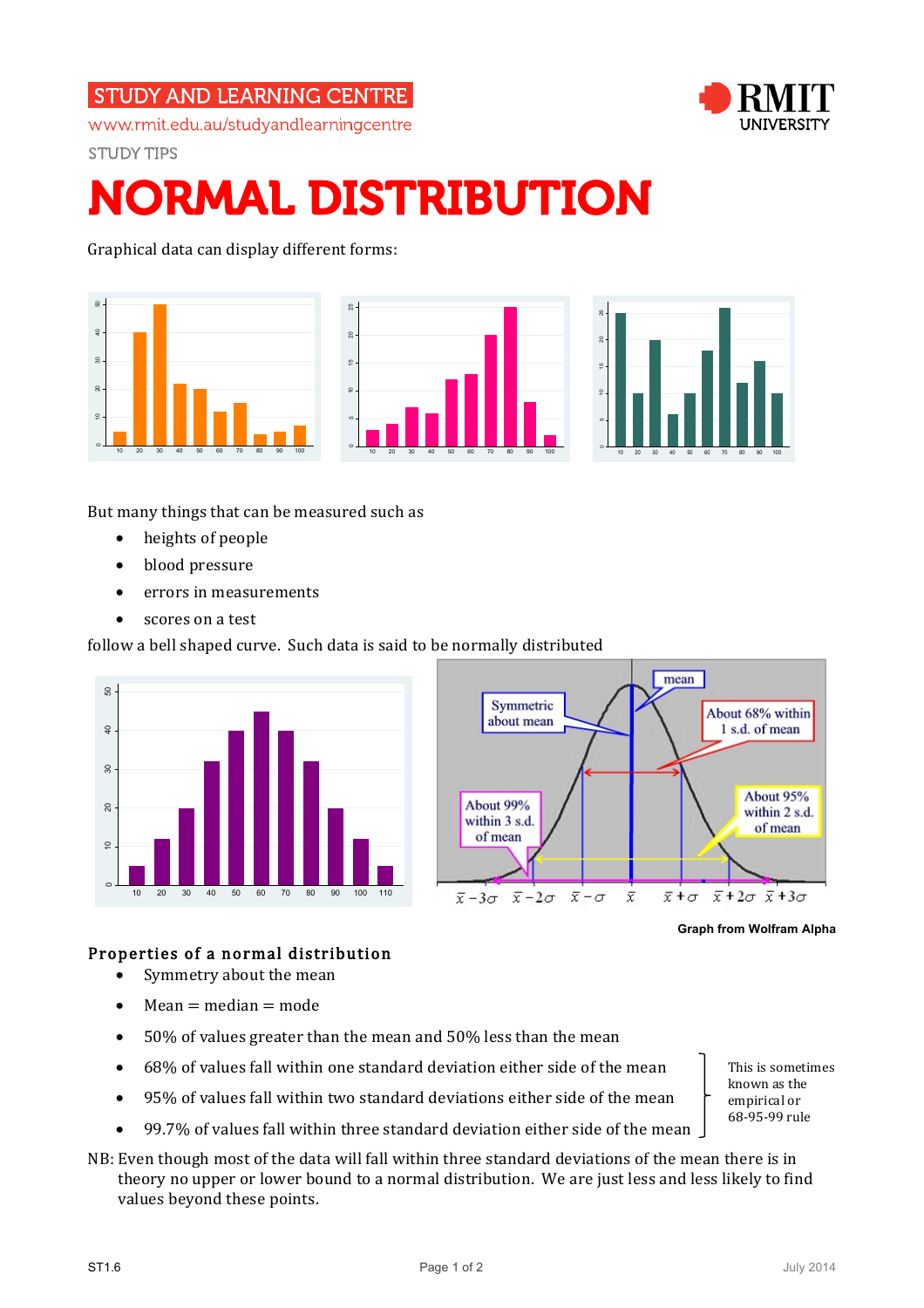STUDY AND LEARNING CENTRE

www.rmit.edu.au/studyandlearningcentre

STUDY TIPS

# NORMAL DISTRIBUTION

Graphical data can display different forms:

But many things that can be measured such as

- heights of people
- blood pressure
- errors in measurements
- scores on a test

follow a bell shaped curve. Such data is said to be normally distributed

Graph from Wolfram Alpha

## Properties of a normal distribution

- Symmetry about the mean
- Mean = median = mode
- 50% of values greater than the mean and 50% less than the mean
- 68% of values fall within one standard deviation either side of the mean
- 95% of values fall within two standard deviations either side of the mean
- 99.7% of values fall within three standard deviation either side of the mean

This is sometimes known as the empirical or 68-95-99 rule

NB: Even though most of the data will fall within three standard deviations of the mean there is in theory no upper or lower bound to a normal distribution. We are just less and less likely to find values beyond these points.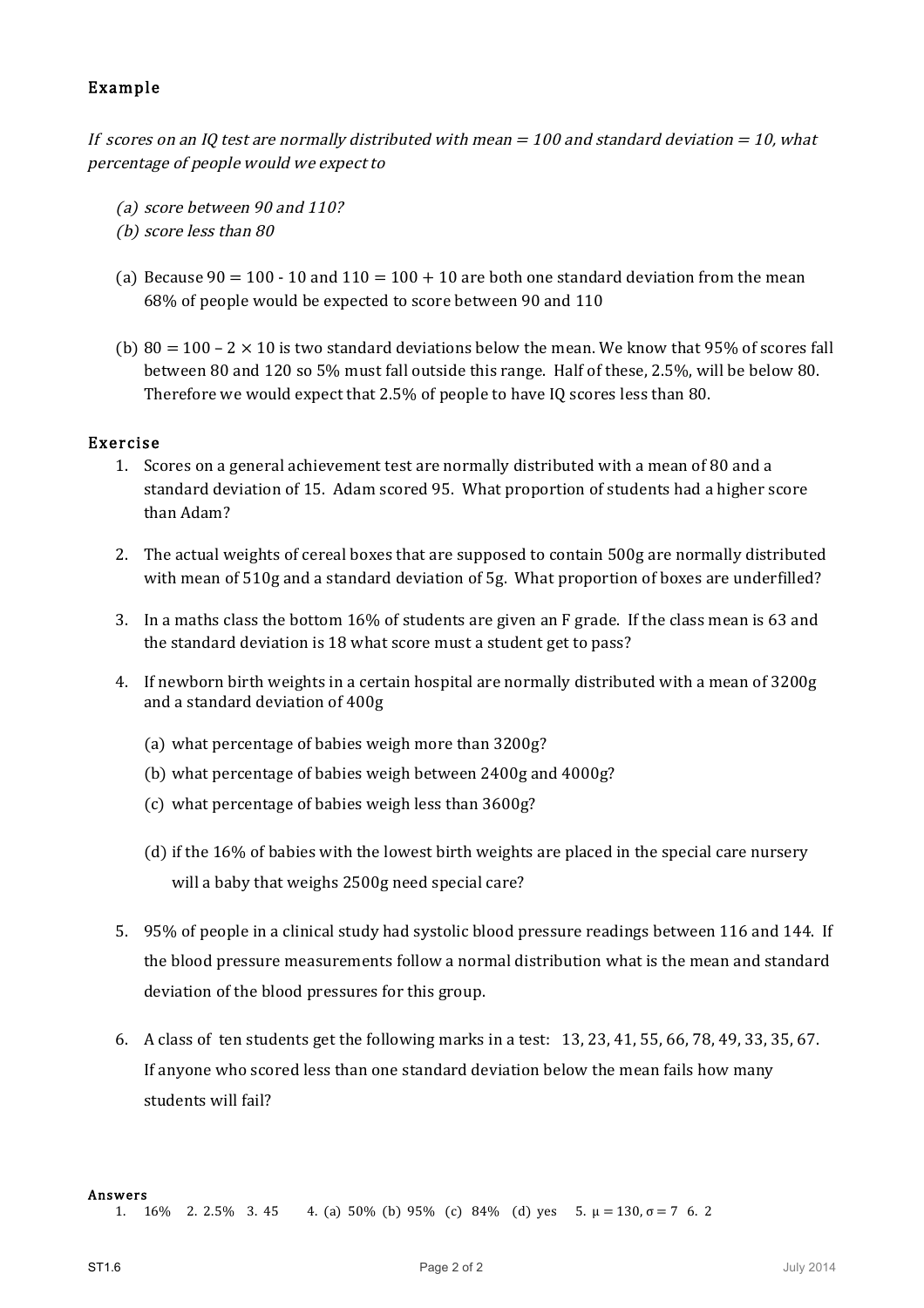## Example

*If scores on an IQ test are normally distributed with mean = 100 and standard deviation = 10, what percentage of people would we expect to*

*(a) score between 90 and 110?*
*(b) score less than 80*

(a) Because $90 = 100 - 10$ and $110 = 100 + 10$ are both one standard deviation from the mean 68% of people would be expected to score between 90 and 110

(b) $80 = 100 - 2 \times 10$ is two standard deviations below the mean. We know that 95% of scores fall between 80 and 120 so 5% must fall outside this range. Half of these, 2.5%, will be below 80. Therefore we would expect that 2.5% of people to have IQ scores less than 80.

## Exercise

1. Scores on a general achievement test are normally distributed with a mean of 80 and a standard deviation of 15. Adam scored 95. What proportion of students had a higher score than Adam?

2. The actual weights of cereal boxes that are supposed to contain 500g are normally distributed with mean of 510g and a standard deviation of 5g. What proportion of boxes are underfilled?

3. In a maths class the bottom 16% of students are given an F grade. If the class mean is 63 and the standard deviation is 18 what score must a student get to pass?

4. If newborn birth weights in a certain hospital are normally distributed with a mean of 3200g and a standard deviation of 400g

   (a) what percentage of babies weigh more than 3200g?
   (b) what percentage of babies weigh between 2400g and 4000g?
   (c) what percentage of babies weigh less than 3600g?
   (d) if the 16% of babies with the lowest birth weights are placed in the special care nursery will a baby that weighs 2500g need special care?

5. 95% of people in a clinical study had systolic blood pressure readings between 116 and 144. If the blood pressure measurements follow a normal distribution what is the mean and standard deviation of the blood pressures for this group.

6. A class of ten students get the following marks in a test: 13, 23, 41, 55, 66, 78, 49, 33, 35, 67. If anyone who scored less than one standard deviation below the mean fails how many students will fail?

### Answers

1. 16% 2. 2.5% 3. 45 4. (a) 50% (b) 95% (c) 84% (d) yes 5. $\mu = 130, \sigma = 7$ 6. 2